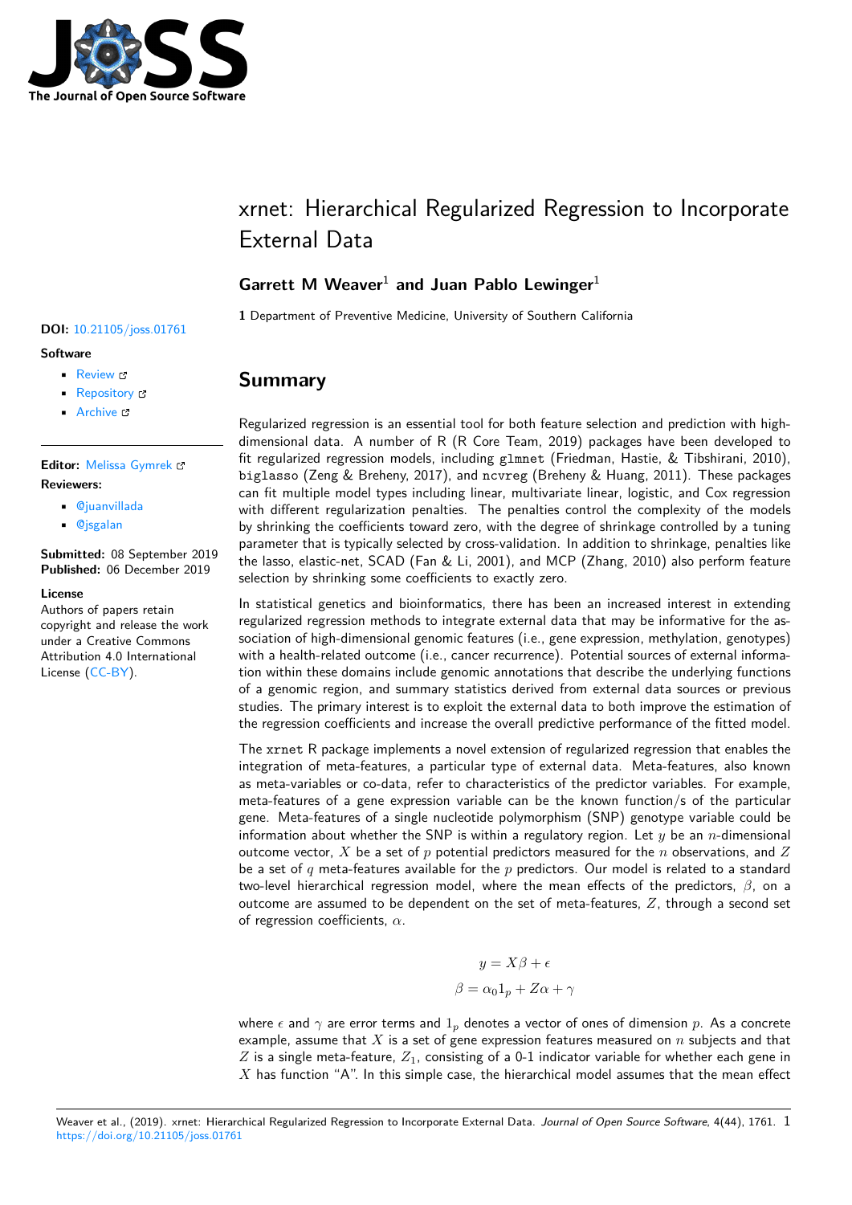# xrnet: Hierarchical Regularized Regression to Incorporate External Data

**Garrett M Weaver**[1] **and Juan Pablo Lewinger**[1]

**1** Department of Preventive Medicine, University of Southern California

**DOI:** 10.21105/joss.01761

**Software**

- Review
- Repository
- Archive

**Editor:** Melissa Gymrek

**Reviewers:**

- @juanvillada
- @jsgalan

**Submitted:** 08 September 2019
**Published:** 06 December 2019

**License**
Authors of papers retain copyright and release the work under a Creative Commons Attribution 4.0 International License (CC-BY).

## Summary

Regularized regression is an essential tool for both feature selection and prediction with high-dimensional data. A number of R (R Core Team, 2019) packages have been developed to fit regularized regression models, including `glmnet` (Friedman, Hastie, & Tibshirani, 2010), `biglasso` (Zeng & Breheny, 2017), and `ncvreg` (Breheny & Huang, 2011). These packages can fit multiple model types including linear, multivariate linear, logistic, and Cox regression with different regularization penalties. The penalties control the complexity of the models by shrinking the coefficients toward zero, with the degree of shrinkage controlled by a tuning parameter that is typically selected by cross-validation. In addition to shrinkage, penalties like the lasso, elastic-net, SCAD (Fan & Li, 2001), and MCP (Zhang, 2010) also perform feature selection by shrinking some coefficients to exactly zero.

In statistical genetics and bioinformatics, there has been an increased interest in extending regularized regression methods to integrate external data that may be informative for the association of high-dimensional genomic features (i.e., gene expression, methylation, genotypes) with a health-related outcome (i.e., cancer recurrence). Potential sources of external information within these domains include genomic annotations that describe the underlying functions of a genomic region, and summary statistics derived from external data sources or previous studies. The primary interest is to exploit the external data to both improve the estimation of the regression coefficients and increase the overall predictive performance of the fitted model.

The `xrnet` R package implements a novel extension of regularized regression that enables the integration of meta-features, a particular type of external data. Meta-features, also known as meta-variables or co-data, refer to characteristics of the predictor variables. For example, meta-features of a gene expression variable can be the known function/s of the particular gene. Meta-features of a single nucleotide polymorphism (SNP) genotype variable could be information about whether the SNP is within a regulatory region. Let $y$ be an $n$-dimensional outcome vector, $X$ be a set of $p$ potential predictors measured for the $n$ observations, and $Z$ be a set of $q$ meta-features available for the $p$ predictors. Our model is related to a standard two-level hierarchical regression model, where the mean effects of the predictors, $\beta$, on a outcome are assumed to be dependent on the set of meta-features, $Z$, through a second set of regression coefficients, $\alpha$.

$$y = X\beta + \epsilon$$
$$\beta = \alpha_0 1_p + Z\alpha + \gamma$$

where $\epsilon$ and $\gamma$ are error terms and $1_p$ denotes a vector of ones of dimension $p$. As a concrete example, assume that $X$ is a set of gene expression features measured on $n$ subjects and that $Z$ is a single meta-feature, $Z_1$, consisting of a 0-1 indicator variable for whether each gene in $X$ has function "A". In this simple case, the hierarchical model assumes that the mean effect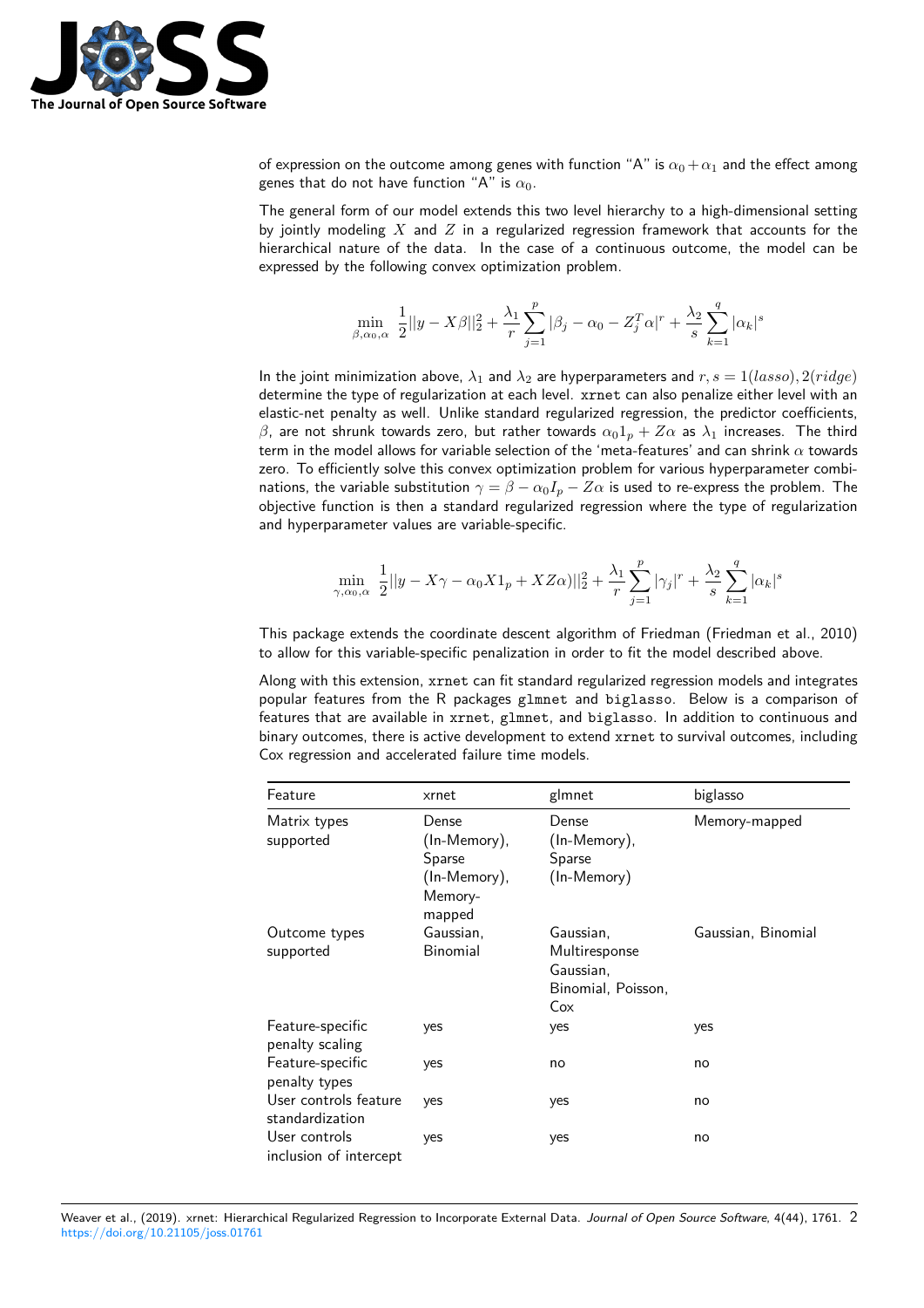of expression on the outcome among genes with function "A" is $\alpha_0 + \alpha_1$ and the effect among genes that do not have function "A" is $\alpha_0$.

The general form of our model extends this two level hierarchy to a high-dimensional setting by jointly modeling $X$ and $Z$ in a regularized regression framework that accounts for the hierarchical nature of the data. In the case of a continuous outcome, the model can be expressed by the following convex optimization problem.

$$\min_{\beta,\alpha_0,\alpha} \frac{1}{2}||y - X\beta||_2^2 + \frac{\lambda_1}{r}\sum_{j=1}^{p}|\beta_j - \alpha_0 - Z_j^T\alpha|^r + \frac{\lambda_2}{s}\sum_{k=1}^{q}|\alpha_k|^s$$

In the joint minimization above, $\lambda_1$ and $\lambda_2$ are hyperparameters and $r, s = 1(lasso), 2(ridge)$ determine the type of regularization at each level. `xrnet` can also penalize either level with an elastic-net penalty as well. Unlike standard regularized regression, the predictor coefficients, $\beta$, are not shrunk towards zero, but rather towards $\alpha_0 1_p + Z\alpha$ as $\lambda_1$ increases. The third term in the model allows for variable selection of the 'meta-features' and can shrink $\alpha$ towards zero. To efficiently solve this convex optimization problem for various hyperparameter combinations, the variable substitution $\gamma = \beta - \alpha_0 I_p - Z\alpha$ is used to re-express the problem. The objective function is then a standard regularized regression where the type of regularization and hyperparameter values are variable-specific.

$$\min_{\gamma,\alpha_0,\alpha} \frac{1}{2}||y - X\gamma - \alpha_0 X 1_p + XZ\alpha)||_2^2 + \frac{\lambda_1}{r}\sum_{j=1}^{p}|\gamma_j|^r + \frac{\lambda_2}{s}\sum_{k=1}^{q}|\alpha_k|^s$$

This package extends the coordinate descent algorithm of Friedman (Friedman et al., 2010) to allow for this variable-specific penalization in order to fit the model described above.

Along with this extension, `xrnet` can fit standard regularized regression models and integrates popular features from the R packages `glmnet` and `biglasso`. Below is a comparison of features that are available in `xrnet`, `glmnet`, and `biglasso`. In addition to continuous and binary outcomes, there is active development to extend `xrnet` to survival outcomes, including Cox regression and accelerated failure time models.

| Feature | xrnet | glmnet | biglasso |
|---|---|---|---|
| Matrix types supported | Dense (In-Memory), Sparse (In-Memory), Memory-mapped | Dense (In-Memory), Sparse (In-Memory) | Memory-mapped |
| Outcome types supported | Gaussian, Binomial | Gaussian, Multiresponse Gaussian, Binomial, Poisson, Cox | Gaussian, Binomial |
| Feature-specific penalty scaling | yes | yes | yes |
| Feature-specific penalty types | yes | no | no |
| User controls feature standardization | yes | yes | no |
| User controls inclusion of intercept | yes | yes | no |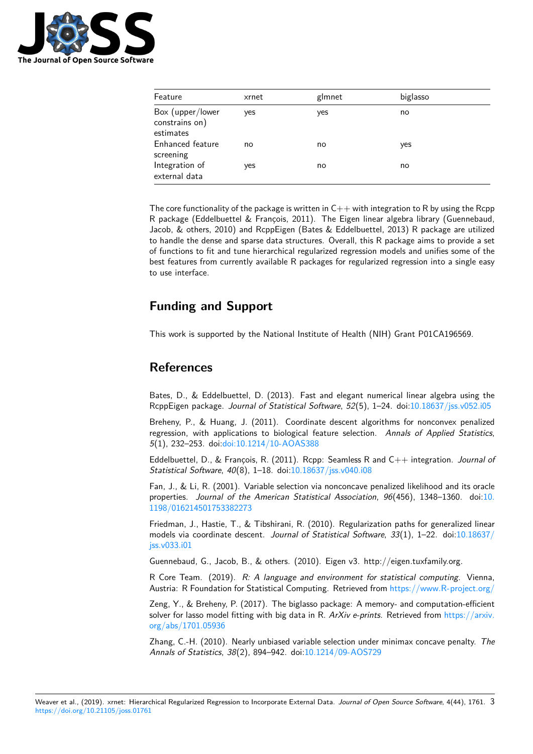| Feature | xrnet | glmnet | biglasso |
| --- | --- | --- | --- |
| Box (upper/lower constrains on) estimates | yes | yes | no |
| Enhanced feature screening | no | no | yes |
| Integration of external data | yes | no | no |

The core functionality of the package is written in C++ with integration to R by using the Rcpp R package (Eddelbuettel & François, 2011). The Eigen linear algebra library (Guennebaud, Jacob, & others, 2010) and RcppEigen (Bates & Eddelbuettel, 2013) R package are utilized to handle the dense and sparse data structures. Overall, this R package aims to provide a set of functions to fit and tune hierarchical regularized regression models and unifies some of the best features from currently available R packages for regularized regression into a single easy to use interface.

# Funding and Support

This work is supported by the National Institute of Health (NIH) Grant P01CA196569.

# References

Bates, D., & Eddelbuettel, D. (2013). Fast and elegant numerical linear algebra using the RcppEigen package. *Journal of Statistical Software*, *52*(5), 1–24. doi:10.18637/jss.v052.i05

Breheny, P., & Huang, J. (2011). Coordinate descent algorithms for nonconvex penalized regression, with applications to biological feature selection. *Annals of Applied Statistics*, *5*(1), 232–253. doi:doi:10.1214/10-AOAS388

Eddelbuettel, D., & François, R. (2011). Rcpp: Seamless R and C++ integration. *Journal of Statistical Software*, *40*(8), 1–18. doi:10.18637/jss.v040.i08

Fan, J., & Li, R. (2001). Variable selection via nonconcave penalized likelihood and its oracle properties. *Journal of the American Statistical Association*, *96*(456), 1348–1360. doi:10.1198/016214501753382273

Friedman, J., Hastie, T., & Tibshirani, R. (2010). Regularization paths for generalized linear models via coordinate descent. *Journal of Statistical Software*, *33*(1), 1–22. doi:10.18637/jss.v033.i01

Guennebaud, G., Jacob, B., & others. (2010). Eigen v3. http://eigen.tuxfamily.org.

R Core Team. (2019). *R: A language and environment for statistical computing*. Vienna, Austria: R Foundation for Statistical Computing. Retrieved from https://www.R-project.org/

Zeng, Y., & Breheny, P. (2017). The biglasso package: A memory- and computation-efficient solver for lasso model fitting with big data in R. *ArXiv e-prints*. Retrieved from https://arxiv.org/abs/1701.05936

Zhang, C.-H. (2010). Nearly unbiased variable selection under minimax concave penalty. *The Annals of Statistics*, *38*(2), 894–942. doi:10.1214/09-AOS729